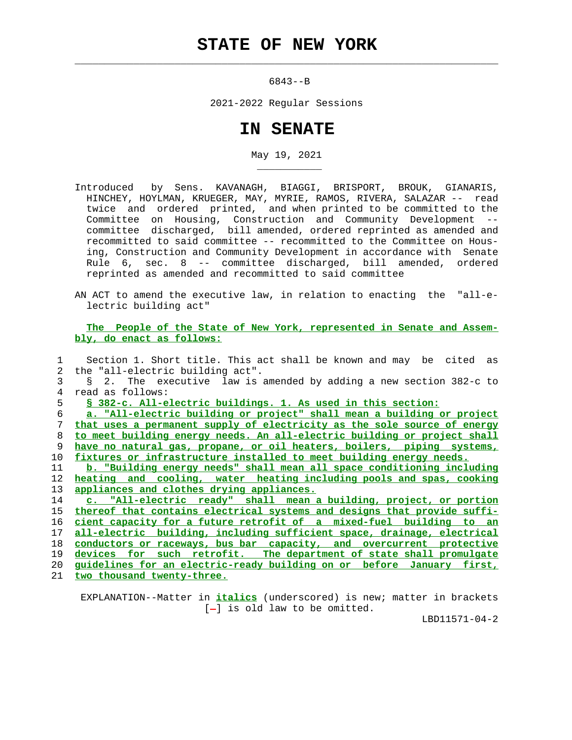# STATE OF NEW YORK

6843--B

2021-2022 Regular Sessions

# IN SENATE

May 19, 2021

Introduced by Sens. KAVANAGH, BIAGGI, BRISPORT, BROUK, GIANARIS, HINCHEY, HOYLMAN, KRUEGER, MAY, MYRIE, RAMOS, RIVERA, SALAZAR -- read twice and ordered printed, and when printed to be committed to the Committee on Housing, Construction and Community Development -- committee discharged, bill amended, ordered reprinted as amended and recommitted to said committee -- recommitted to the Committee on Housing, Construction and Community Development in accordance with Senate Rule 6, sec. 8 -- committee discharged, bill amended, ordered reprinted as amended and recommitted to said committee

AN ACT to amend the executive law, in relation to enacting the "all-electric building act"

**The People of the State of New York, represented in Senate and Assembly, do enact as follows:**

1 Section 1. Short title. This act shall be known and may be cited as
2 the "all-electric building act".
3 § 2. The executive law is amended by adding a new section 382-c to
4 read as follows:
5 **§ 382-c. All-electric buildings. 1. As used in this section:**
6 **a. "All-electric building or project" shall mean a building or project**
7 **that uses a permanent supply of electricity as the sole source of energy**
8 **to meet building energy needs. An all-electric building or project shall**
9 **have no natural gas, propane, or oil heaters, boilers, piping systems,**
10 **fixtures or infrastructure installed to meet building energy needs.**
11 **b. "Building energy needs" shall mean all space conditioning including**
12 **heating and cooling, water heating including pools and spas, cooking**
13 **appliances and clothes drying appliances.**
14 **c. "All-electric ready" shall mean a building, project, or portion**
15 **thereof that contains electrical systems and designs that provide suffi-**
16 **cient capacity for a future retrofit of a mixed-fuel building to an**
17 **all-electric building, including sufficient space, drainage, electrical**
18 **conductors or raceways, bus bar capacity, and overcurrent protective**
19 **devices for such retrofit. The department of state shall promulgate**
20 **guidelines for an electric-ready building on or before January first,**
21 **two thousand twenty-three.**

EXPLANATION--Matter in ***italics*** (underscored) is new; matter in brackets [-] is old law to be omitted.

LBD11571-04-2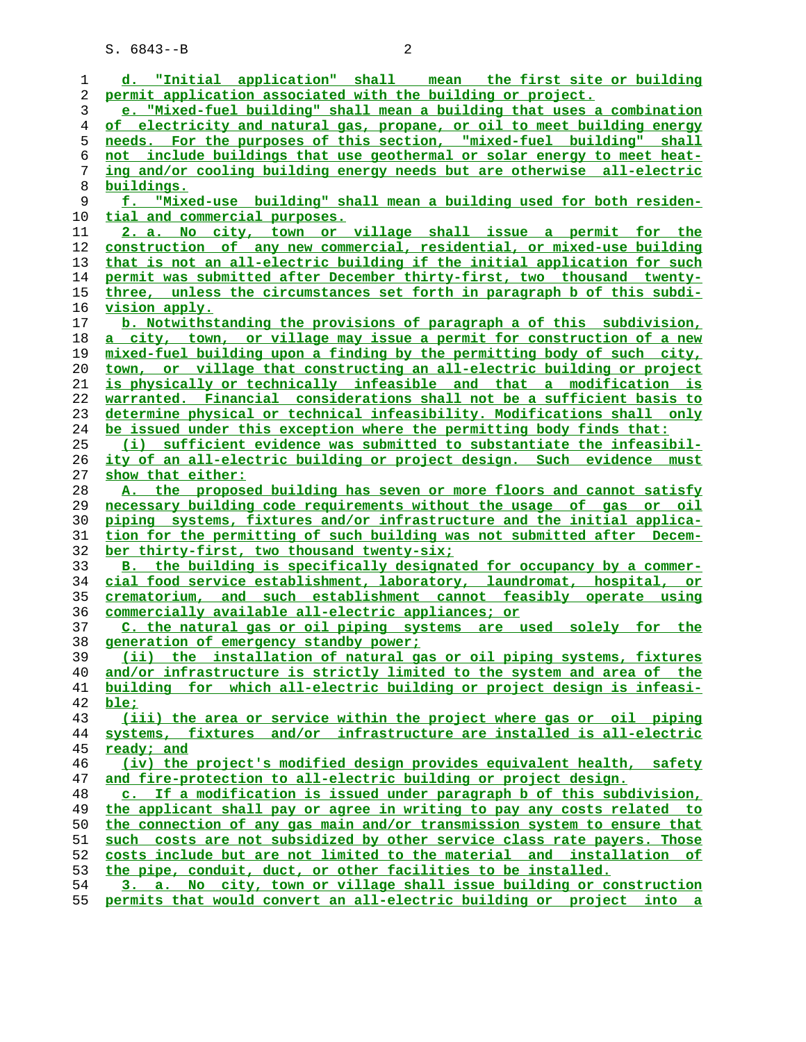d. "Initial application" shall mean the first site or building permit application associated with the building or project.

e. "Mixed-fuel building" shall mean a building that uses a combination of electricity and natural gas, propane, or oil to meet building energy needs. For the purposes of this section, "mixed-fuel building" shall not include buildings that use geothermal or solar energy to meet heating and/or cooling building energy needs but are otherwise all-electric buildings.

f. "Mixed-use building" shall mean a building used for both residential and commercial purposes.

2. a. No city, town or village shall issue a permit for the construction of any new commercial, residential, or mixed-use building that is not an all-electric building if the initial application for such permit was submitted after December thirty-first, two thousand twenty-three, unless the circumstances set forth in paragraph b of this subdivision apply.

b. Notwithstanding the provisions of paragraph a of this subdivision, a city, town, or village may issue a permit for construction of a new mixed-fuel building upon a finding by the permitting body of such city, town, or village that constructing an all-electric building or project is physically or technically infeasible and that a modification is warranted. Financial considerations shall not be a sufficient basis to determine physical or technical infeasibility. Modifications shall only be issued under this exception where the permitting body finds that:

(i) sufficient evidence was submitted to substantiate the infeasibility of an all-electric building or project design. Such evidence must show that either:

A. the proposed building has seven or more floors and cannot satisfy necessary building code requirements without the usage of gas or oil piping systems, fixtures and/or infrastructure and the initial application for the permitting of such building was not submitted after December thirty-first, two thousand twenty-six;

B. the building is specifically designated for occupancy by a commercial food service establishment, laboratory, laundromat, hospital, or crematorium, and such establishment cannot feasibly operate using commercially available all-electric appliances; or

C. the natural gas or oil piping systems are used solely for the generation of emergency standby power;

(ii) the installation of natural gas or oil piping systems, fixtures and/or infrastructure is strictly limited to the system and area of the building for which all-electric building or project design is infeasible;

(iii) the area or service within the project where gas or oil piping systems, fixtures and/or infrastructure are installed is all-electric ready; and

(iv) the project's modified design provides equivalent health, safety and fire-protection to all-electric building or project design.

c. If a modification is issued under paragraph b of this subdivision, the applicant shall pay or agree in writing to pay any costs related to the connection of any gas main and/or transmission system to ensure that such costs are not subsidized by other service class rate payers. Those costs include but are not limited to the material and installation of the pipe, conduit, duct, or other facilities to be installed.

3. a. No city, town or village shall issue building or construction permits that would convert an all-electric building or project into a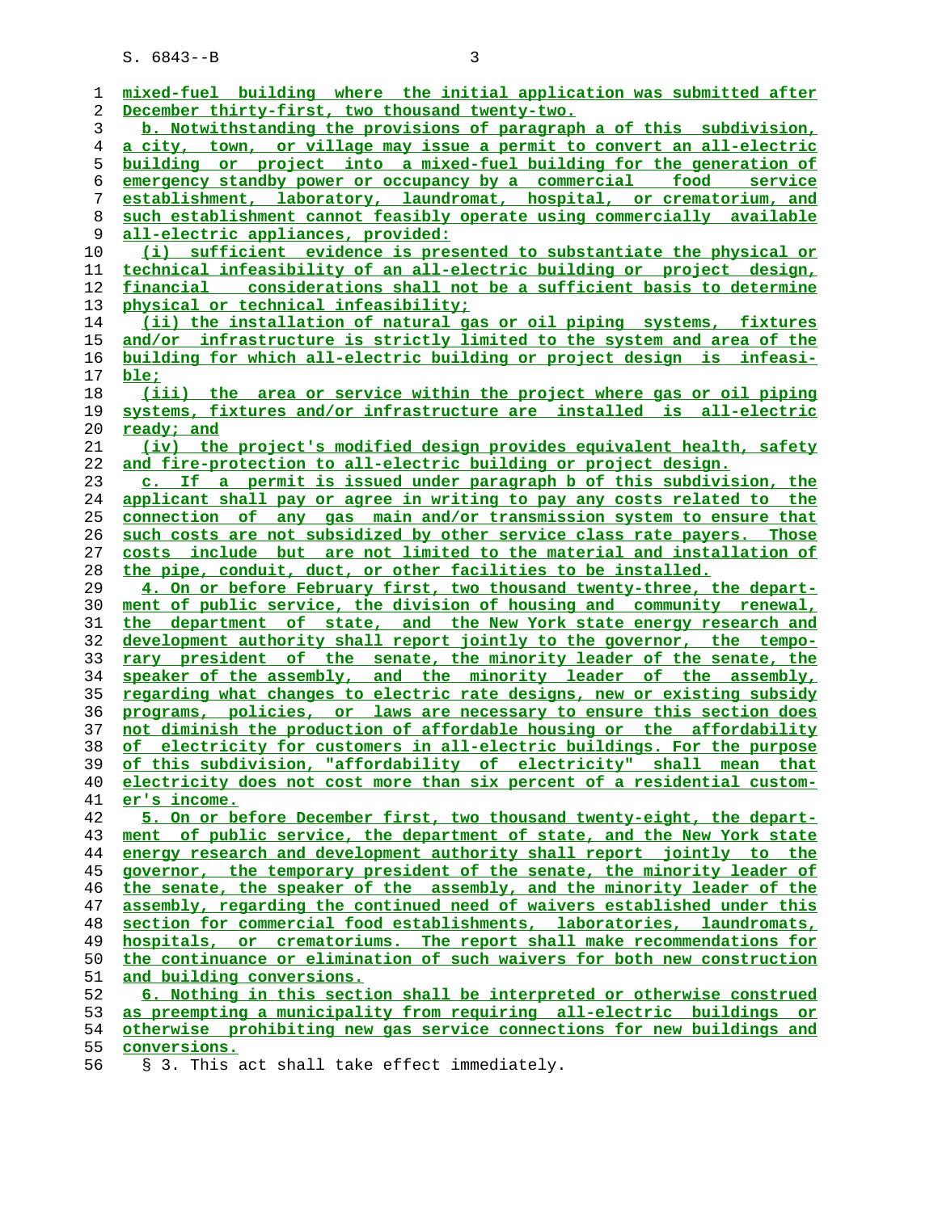mixed-fuel building where the initial application was submitted after December thirty-first, two thousand twenty-two.

b. Notwithstanding the provisions of paragraph a of this subdivision, a city, town, or village may issue a permit to convert an all-electric building or project into a mixed-fuel building for the generation of emergency standby power or occupancy by a commercial food service establishment, laboratory, laundromat, hospital, or crematorium, and such establishment cannot feasibly operate using commercially available all-electric appliances, provided:

(i) sufficient evidence is presented to substantiate the physical or technical infeasibility of an all-electric building or project design, financial considerations shall not be a sufficient basis to determine physical or technical infeasibility;

(ii) the installation of natural gas or oil piping systems, fixtures and/or infrastructure is strictly limited to the system and area of the building for which all-electric building or project design is infeasible;

(iii) the area or service within the project where gas or oil piping systems, fixtures and/or infrastructure are installed is all-electric ready; and

(iv) the project's modified design provides equivalent health, safety and fire-protection to all-electric building or project design.

c. If a permit is issued under paragraph b of this subdivision, the applicant shall pay or agree in writing to pay any costs related to the connection of any gas main and/or transmission system to ensure that such costs are not subsidized by other service class rate payers. Those costs include but are not limited to the material and installation of the pipe, conduit, duct, or other facilities to be installed.

4. On or before February first, two thousand twenty-three, the department of public service, the division of housing and community renewal, the department of state, and the New York state energy research and development authority shall report jointly to the governor, the temporary president of the senate, the minority leader of the senate, the speaker of the assembly, and the minority leader of the assembly, regarding what changes to electric rate designs, new or existing subsidy programs, policies, or laws are necessary to ensure this section does not diminish the production of affordable housing or the affordability of electricity for customers in all-electric buildings. For the purpose of this subdivision, "affordability of electricity" shall mean that electricity does not cost more than six percent of a residential customer's income.

5. On or before December first, two thousand twenty-eight, the department of public service, the department of state, and the New York state energy research and development authority shall report jointly to the governor, the temporary president of the senate, the minority leader of the senate, the speaker of the assembly, and the minority leader of the assembly, regarding the continued need of waivers established under this section for commercial food establishments, laboratories, laundromats, hospitals, or crematoriums. The report shall make recommendations for the continuance or elimination of such waivers for both new construction and building conversions.

6. Nothing in this section shall be interpreted or otherwise construed as preempting a municipality from requiring all-electric buildings or otherwise prohibiting new gas service connections for new buildings and conversions.

§ 3. This act shall take effect immediately.